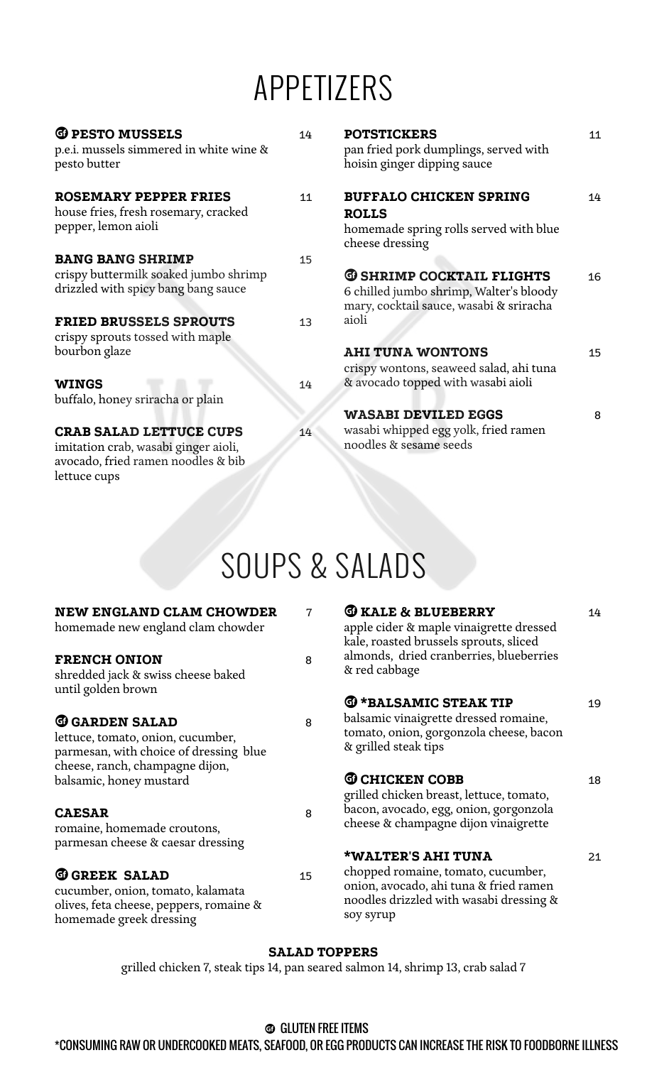# APPETIZERS

**GF PESTO MUSSELS** 14
p.e.i. mussels simmered in white wine & pesto butter

**ROSEMARY PEPPER FRIES** 11
house fries, fresh rosemary, cracked pepper, lemon aioli

**BANG BANG SHRIMP** 15
crispy buttermilk soaked jumbo shrimp drizzled with spicy bang bang sauce

**FRIED BRUSSELS SPROUTS** 13
crispy sprouts tossed with maple bourbon glaze

**WINGS** 14
buffalo, honey sriracha or plain

**CRAB SALAD LETTUCE CUPS** 14
imitation crab, wasabi ginger aioli, avocado, fried ramen noodles & bib lettuce cups

**POTSTICKERS** 11
pan fried pork dumplings, served with hoisin ginger dipping sauce

**BUFFALO CHICKEN SPRING ROLLS** 14
homemade spring rolls served with blue cheese dressing

**GF SHRIMP COCKTAIL FLIGHTS** 16
6 chilled jumbo shrimp, Walter's bloody mary, cocktail sauce, wasabi & sriracha aioli

**AHI TUNA WONTONS** 15
crispy wontons, seaweed salad, ahi tuna & avocado topped with wasabi aioli

**WASABI DEVILED EGGS** 8
wasabi whipped egg yolk, fried ramen noodles & sesame seeds

# SOUPS & SALADS

**NEW ENGLAND CLAM CHOWDER** 7
homemade new england clam chowder

**FRENCH ONION** 8
shredded jack & swiss cheese baked until golden brown

**GF GARDEN SALAD** 8
lettuce, tomato, onion, cucumber, parmesan, with choice of dressing blue cheese, ranch, champagne dijon, balsamic, honey mustard

**CAESAR** 8
romaine, homemade croutons, parmesan cheese & caesar dressing

**GF GREEK SALAD** 15
cucumber, onion, tomato, kalamata olives, feta cheese, peppers, romaine & homemade greek dressing

**GF KALE & BLUEBERRY** 14
apple cider & maple vinaigrette dressed kale, roasted brussels sprouts, sliced almonds, dried cranberries, blueberries & red cabbage

**GF *BALSAMIC STEAK TIP** 19
balsamic vinaigrette dressed romaine, tomato, onion, gorgonzola cheese, bacon & grilled steak tips

**GF CHICKEN COBB** 18
grilled chicken breast, lettuce, tomato, bacon, avocado, egg, onion, gorgonzola cheese & champagne dijon vinaigrette

***WALTER'S AHI TUNA** 21
chopped romaine, tomato, cucumber, onion, avocado, ahi tuna & fried ramen noodles drizzled with wasabi dressing & soy syrup

**SALAD TOPPERS**
grilled chicken 7, steak tips 14, pan seared salmon 14, shrimp 13, crab salad 7

GF GLUTEN FREE ITEMS
*CONSUMING RAW OR UNDERCOOKED MEATS, SEAFOOD, OR EGG PRODUCTS CAN INCREASE THE RISK TO FOODBORNE ILLNESS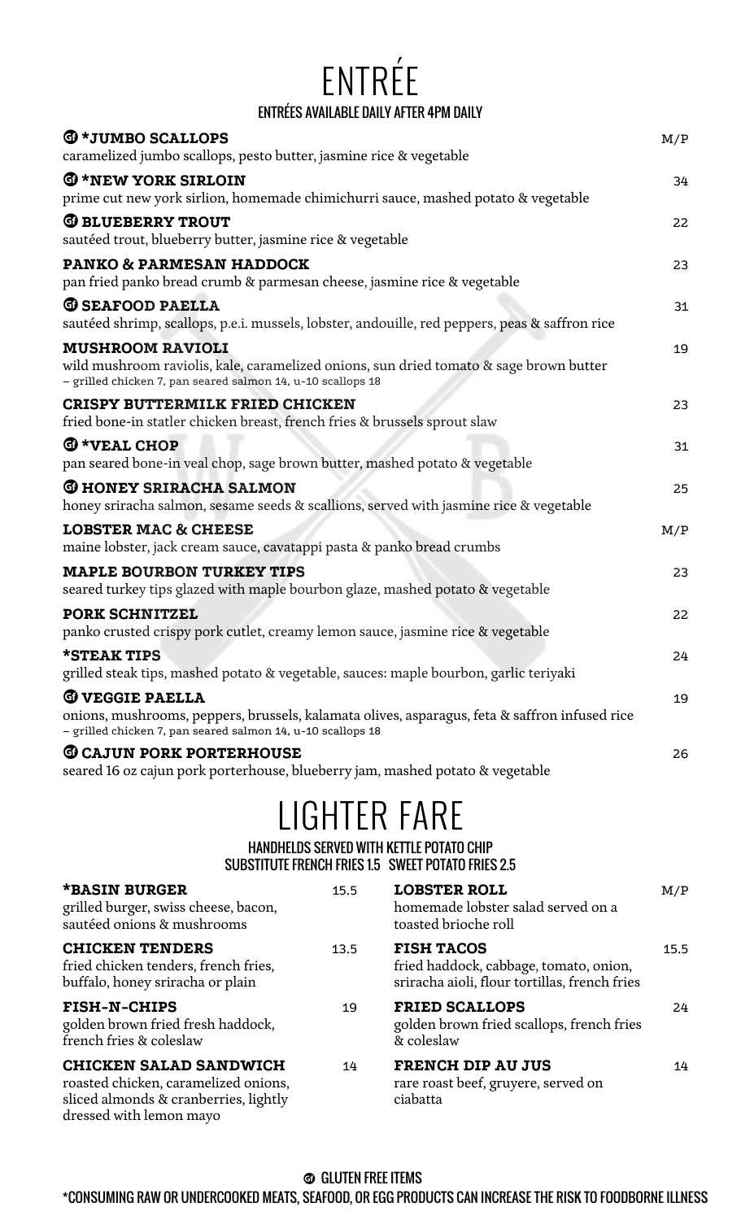# ENTRÉE

ENTRÉES AVAILABLE DAILY AFTER 4PM DAILY

**GF *JUMBO SCALLOPS** — M/P
caramelized jumbo scallops, pesto butter, jasmine rice & vegetable

**GF *NEW YORK SIRLOIN** — 34
prime cut new york sirlion, homemade chimichurri sauce, mashed potato & vegetable

**GF BLUEBERRY TROUT** — 22
sautéed trout, blueberry butter, jasmine rice & vegetable

**PANKO & PARMESAN HADDOCK** — 23
pan fried panko bread crumb & parmesan cheese, jasmine rice & vegetable

**GF SEAFOOD PAELLA** — 31
sautéed shrimp, scallops, p.e.i. mussels, lobster, andouille, red peppers, peas & saffron rice

**MUSHROOM RAVIOLI** — 19
wild mushroom raviolis, kale, caramelized onions, sun dried tomato & sage brown butter
– grilled chicken 7, pan seared salmon 14, u-10 scallops 18

**CRISPY BUTTERMILK FRIED CHICKEN** — 23
fried bone-in statler chicken breast, french fries & brussels sprout slaw

**GF *VEAL CHOP** — 31
pan seared bone-in veal chop, sage brown butter, mashed potato & vegetable

**GF HONEY SRIRACHA SALMON** — 25
honey sriracha salmon, sesame seeds & scallions, served with jasmine rice & vegetable

**LOBSTER MAC & CHEESE** — M/P
maine lobster, jack cream sauce, cavatappi pasta & panko bread crumbs

**MAPLE BOURBON TURKEY TIPS** — 23
seared turkey tips glazed with maple bourbon glaze, mashed potato & vegetable

**PORK SCHNITZEL** — 22
panko crusted crispy pork cutlet, creamy lemon sauce, jasmine rice & vegetable

***STEAK TIPS** — 24
grilled steak tips, mashed potato & vegetable, sauces: maple bourbon, garlic teriyaki

**GF VEGGIE PAELLA** — 19
onions, mushrooms, peppers, brussels, kalamata olives, asparagus, feta & saffron infused rice
– grilled chicken 7, pan seared salmon 14, u-10 scallops 18

**GF CAJUN PORK PORTERHOUSE** — 26
seared 16 oz cajun pork porterhouse, blueberry jam, mashed potato & vegetable

# LIGHTER FARE

HANDHELDS SERVED WITH KETTLE POTATO CHIP
SUBSTITUTE FRENCH FRIES 1.5 SWEET POTATO FRIES 2.5

***BASIN BURGER** — 15.5
grilled burger, swiss cheese, bacon, sautéed onions & mushrooms

**CHICKEN TENDERS** — 13.5
fried chicken tenders, french fries, buffalo, honey sriracha or plain

**FISH-N-CHIPS** — 19
golden brown fried fresh haddock, french fries & coleslaw

**CHICKEN SALAD SANDWICH** — 14
roasted chicken, caramelized onions, sliced almonds & cranberries, lightly dressed with lemon mayo

**LOBSTER ROLL** — M/P
homemade lobster salad served on a toasted brioche roll

**FISH TACOS** — 15.5
fried haddock, cabbage, tomato, onion, sriracha aioli, flour tortillas, french fries

**FRIED SCALLOPS** — 24
golden brown fried scallops, french fries & coleslaw

**FRENCH DIP AU JUS** — 14
rare roast beef, gruyere, served on ciabatta

GF GLUTEN FREE ITEMS

*CONSUMING RAW OR UNDERCOOKED MEATS, SEAFOOD, OR EGG PRODUCTS CAN INCREASE THE RISK TO FOODBORNE ILLNESS